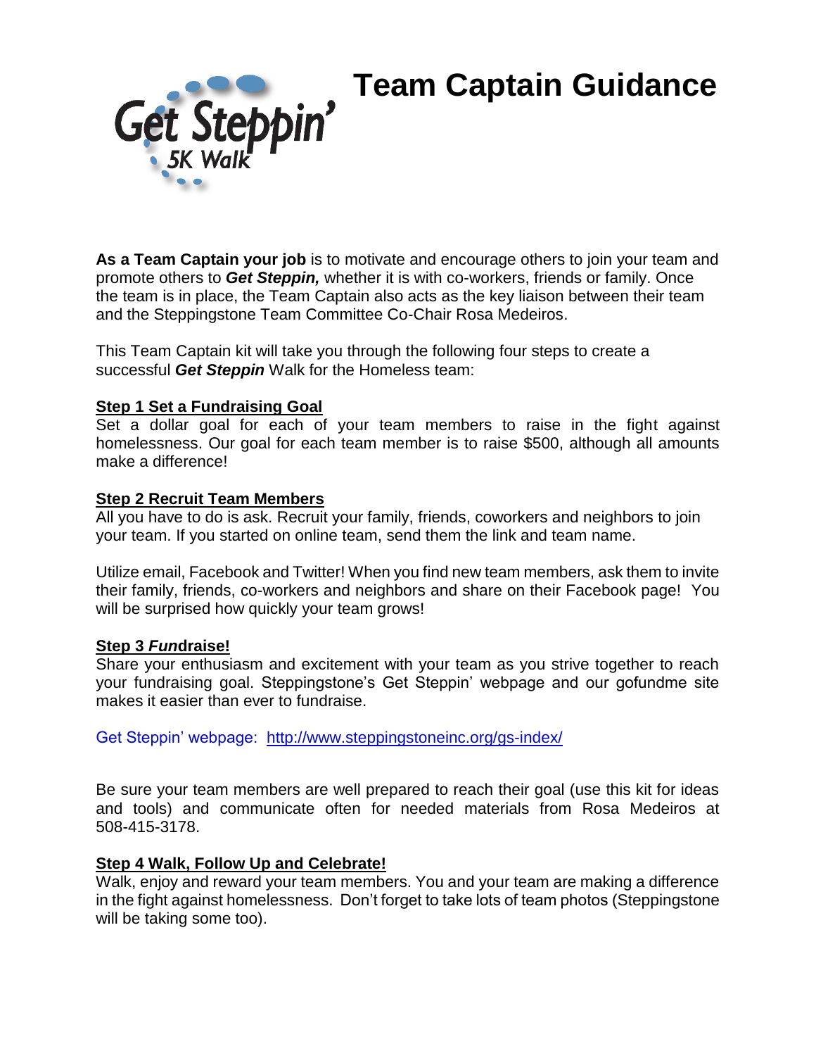# Team Captain Guidance

Get Steppin' 5K Walk

**As a Team Captain your job** is to motivate and encourage others to join your team and promote others to ***Get Steppin,*** whether it is with co-workers, friends or family. Once the team is in place, the Team Captain also acts as the key liaison between their team and the Steppingstone Team Committee Co-Chair Rosa Medeiros.

This Team Captain kit will take you through the following four steps to create a successful ***Get Steppin*** Walk for the Homeless team:

## Step 1 Set a Fundraising Goal

Set a dollar goal for each of your team members to raise in the fight against homelessness. Our goal for each team member is to raise $500, although all amounts make a difference!

## Step 2 Recruit Team Members

All you have to do is ask. Recruit your family, friends, coworkers and neighbors to join your team. If you started on online team, send them the link and team name.

Utilize email, Facebook and Twitter! When you find new team members, ask them to invite their family, friends, co-workers and neighbors and share on their Facebook page! You will be surprised how quickly your team grows!

## Step 3 ***Fun***draise!

Share your enthusiasm and excitement with your team as you strive together to reach your fundraising goal. Steppingstone's Get Steppin' webpage and our gofundme site makes it easier than ever to fundraise.

Get Steppin' webpage: http://www.steppingstoneinc.org/gs-index/

Be sure your team members are well prepared to reach their goal (use this kit for ideas and tools) and communicate often for needed materials from Rosa Medeiros at 508-415-3178.

## Step 4 Walk, Follow Up and Celebrate!

Walk, enjoy and reward your team members. You and your team are making a difference in the fight against homelessness. Don't forget to take lots of team photos (Steppingstone will be taking some too).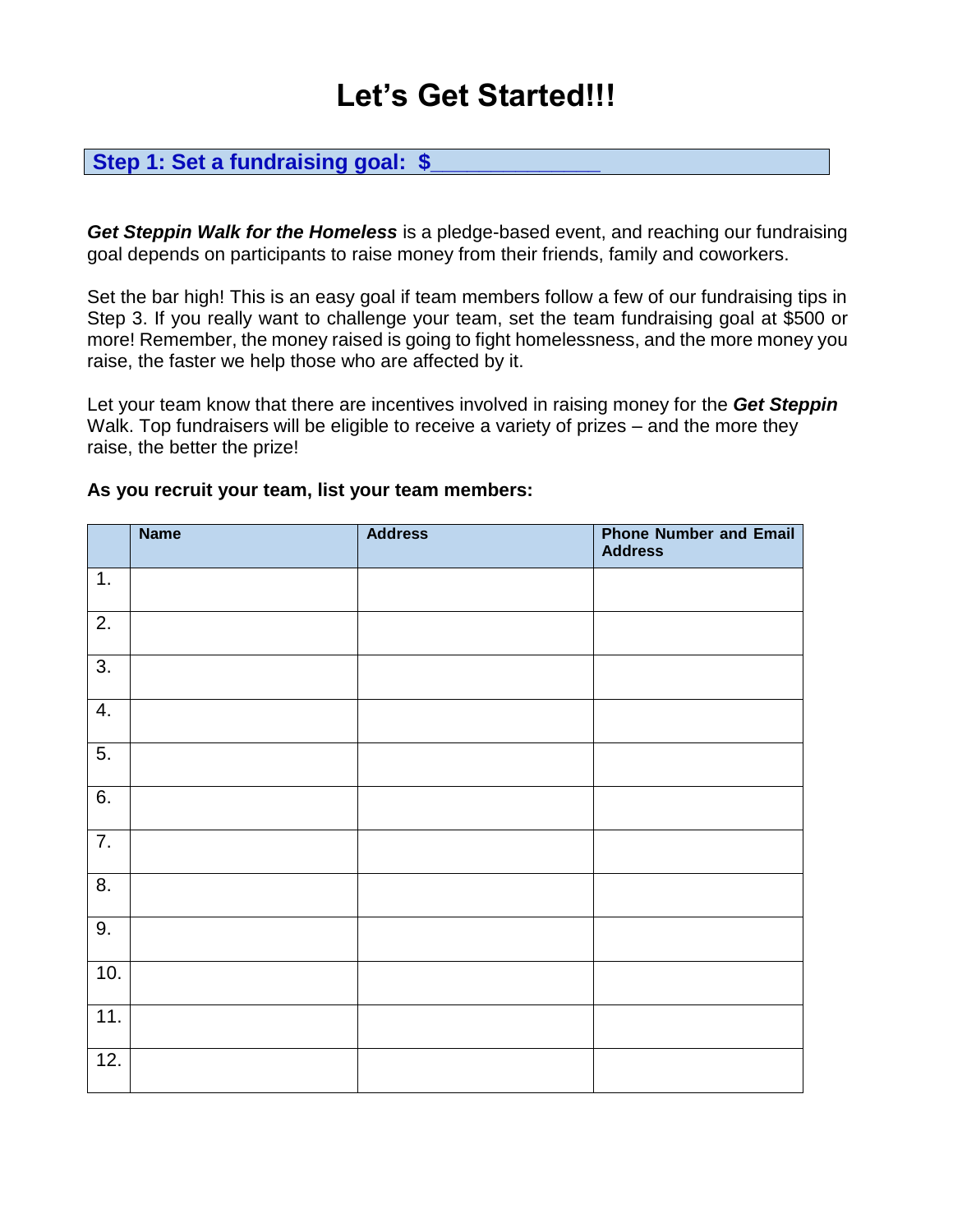# Let's Get Started!!!

## Step 1: Set a fundraising goal: $_____________

***Get Steppin Walk for the Homeless*** is a pledge-based event, and reaching our fundraising goal depends on participants to raise money from their friends, family and coworkers.

Set the bar high! This is an easy goal if team members follow a few of our fundraising tips in Step 3. If you really want to challenge your team, set the team fundraising goal at $500 or more! Remember, the money raised is going to fight homelessness, and the more money you raise, the faster we help those who are affected by it.

Let your team know that there are incentives involved in raising money for the ***Get Steppin*** Walk. Top fundraisers will be eligible to receive a variety of prizes – and the more they raise, the better the prize!

**As you recruit your team, list your team members:**

| | Name | Address | Phone Number and Email Address |
|---|---|---|---|
| 1. | | | |
| 2. | | | |
| 3. | | | |
| 4. | | | |
| 5. | | | |
| 6. | | | |
| 7. | | | |
| 8. | | | |
| 9. | | | |
| 10. | | | |
| 11. | | | |
| 12. | | | |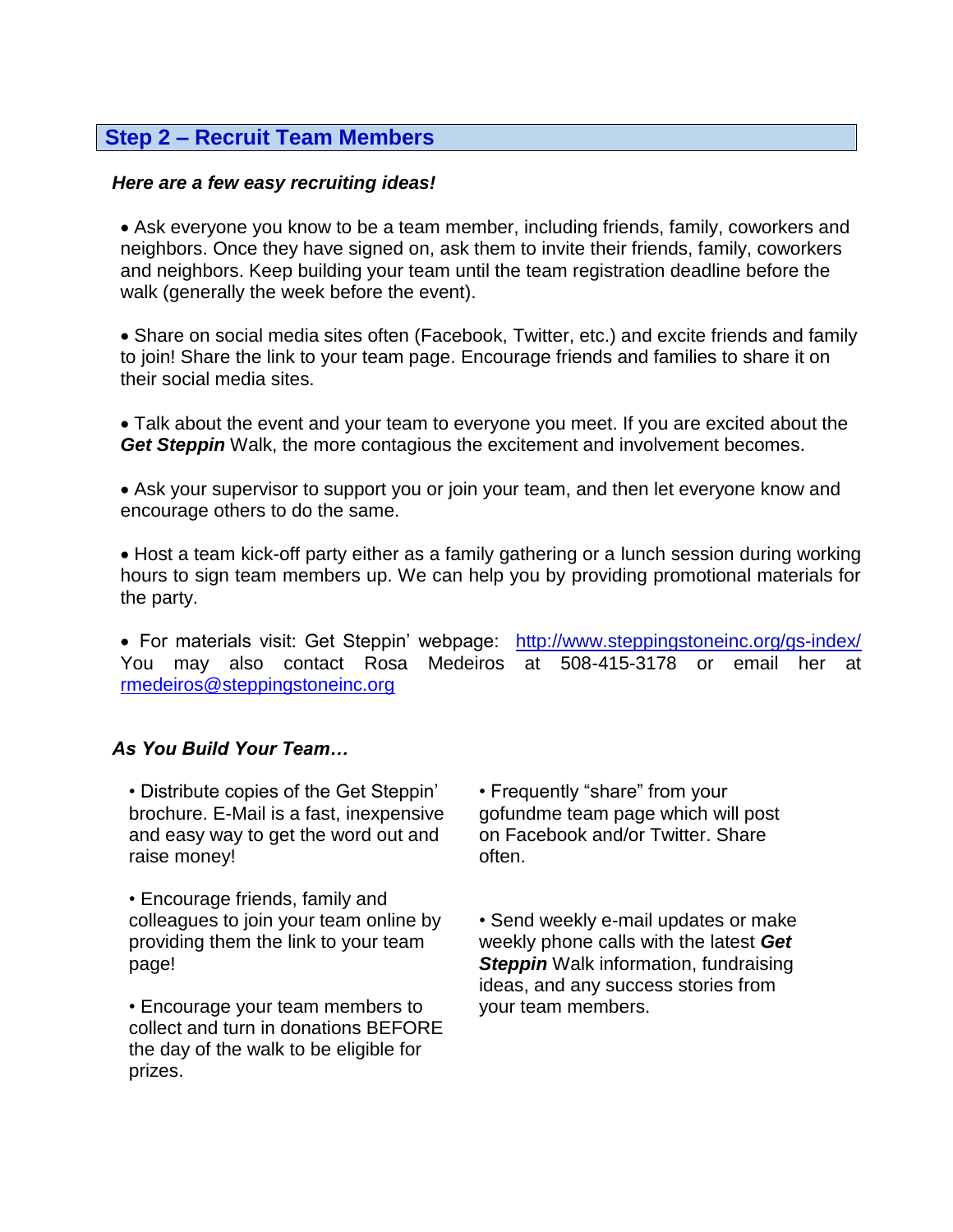## Step 2 – Recruit Team Members

***Here are a few easy recruiting ideas!***

- Ask everyone you know to be a team member, including friends, family, coworkers and neighbors. Once they have signed on, ask them to invite their friends, family, coworkers and neighbors. Keep building your team until the team registration deadline before the walk (generally the week before the event).

- Share on social media sites often (Facebook, Twitter, etc.) and excite friends and family to join! Share the link to your team page. Encourage friends and families to share it on their social media sites.

- Talk about the event and your team to everyone you meet. If you are excited about the ***Get Steppin*** Walk, the more contagious the excitement and involvement becomes.

- Ask your supervisor to support you or join your team, and then let everyone know and encourage others to do the same.

- Host a team kick-off party either as a family gathering or a lunch session during working hours to sign team members up. We can help you by providing promotional materials for the party.

- For materials visit: Get Steppin' webpage: [http://www.steppingstoneinc.org/gs-index/](http://www.steppingstoneinc.org/gs-index/) You may also contact Rosa Medeiros at 508-415-3178 or email her at [rmedeiros@steppingstoneinc.org](mailto:rmedeiros@steppingstoneinc.org)

***As You Build Your Team…***

- Distribute copies of the Get Steppin' brochure. E-Mail is a fast, inexpensive and easy way to get the word out and raise money!

- Encourage friends, family and colleagues to join your team online by providing them the link to your team page!

- Encourage your team members to collect and turn in donations BEFORE the day of the walk to be eligible for prizes.

- Frequently "share" from your gofundme team page which will post on Facebook and/or Twitter. Share often.

- Send weekly e-mail updates or make weekly phone calls with the latest ***Get Steppin*** Walk information, fundraising ideas, and any success stories from your team members.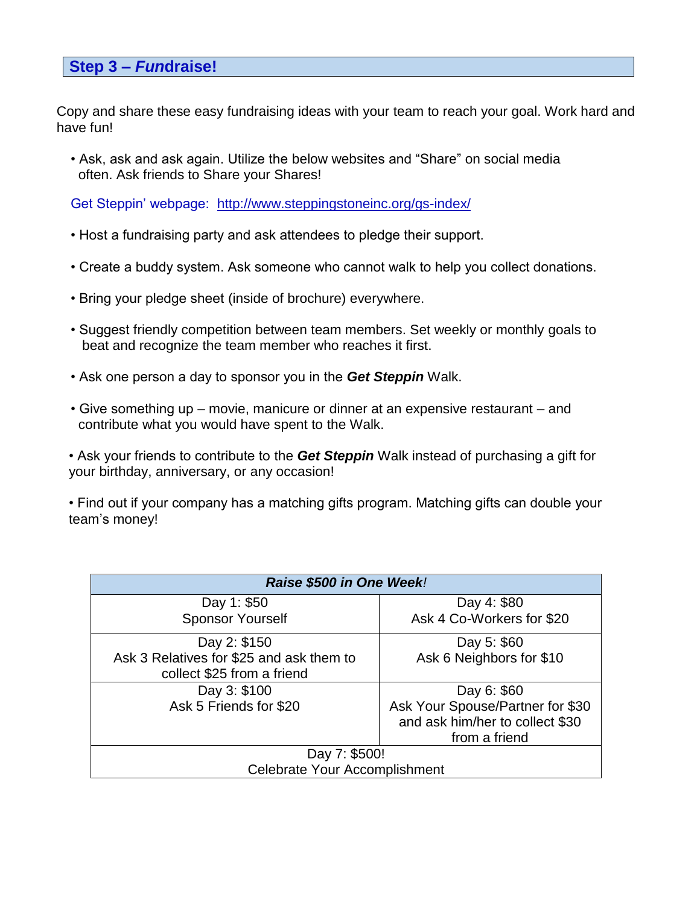## Step 3 – *Fun*draise!

Copy and share these easy fundraising ideas with your team to reach your goal. Work hard and have fun!

- Ask, ask and ask again. Utilize the below websites and "Share" on social media often. Ask friends to Share your Shares!

Get Steppin' webpage: http://www.steppingstoneinc.org/gs-index/

- Host a fundraising party and ask attendees to pledge their support.
- Create a buddy system. Ask someone who cannot walk to help you collect donations.
- Bring your pledge sheet (inside of brochure) everywhere.
- Suggest friendly competition between team members. Set weekly or monthly goals to beat and recognize the team member who reaches it first.
- Ask one person a day to sponsor you in the ***Get Steppin*** Walk.
- Give something up – movie, manicure or dinner at an expensive restaurant – and contribute what you would have spent to the Walk.
- Ask your friends to contribute to the ***Get Steppin*** Walk instead of purchasing a gift for your birthday, anniversary, or any occasion!
- Find out if your company has a matching gifts program. Matching gifts can double your team's money!

| ***Raise $500 in One Week!*** | |
|---|---|
| Day 1: $50<br>Sponsor Yourself | Day 4: $80<br>Ask 4 Co-Workers for $20 |
| Day 2: $150<br>Ask 3 Relatives for $25 and ask them to collect $25 from a friend | Day 5: $60<br>Ask 6 Neighbors for $10 |
| Day 3: $100<br>Ask 5 Friends for $20 | Day 6: $60<br>Ask Your Spouse/Partner for $30 and ask him/her to collect $30 from a friend |
| Day 7: $500!<br>Celebrate Your Accomplishment | |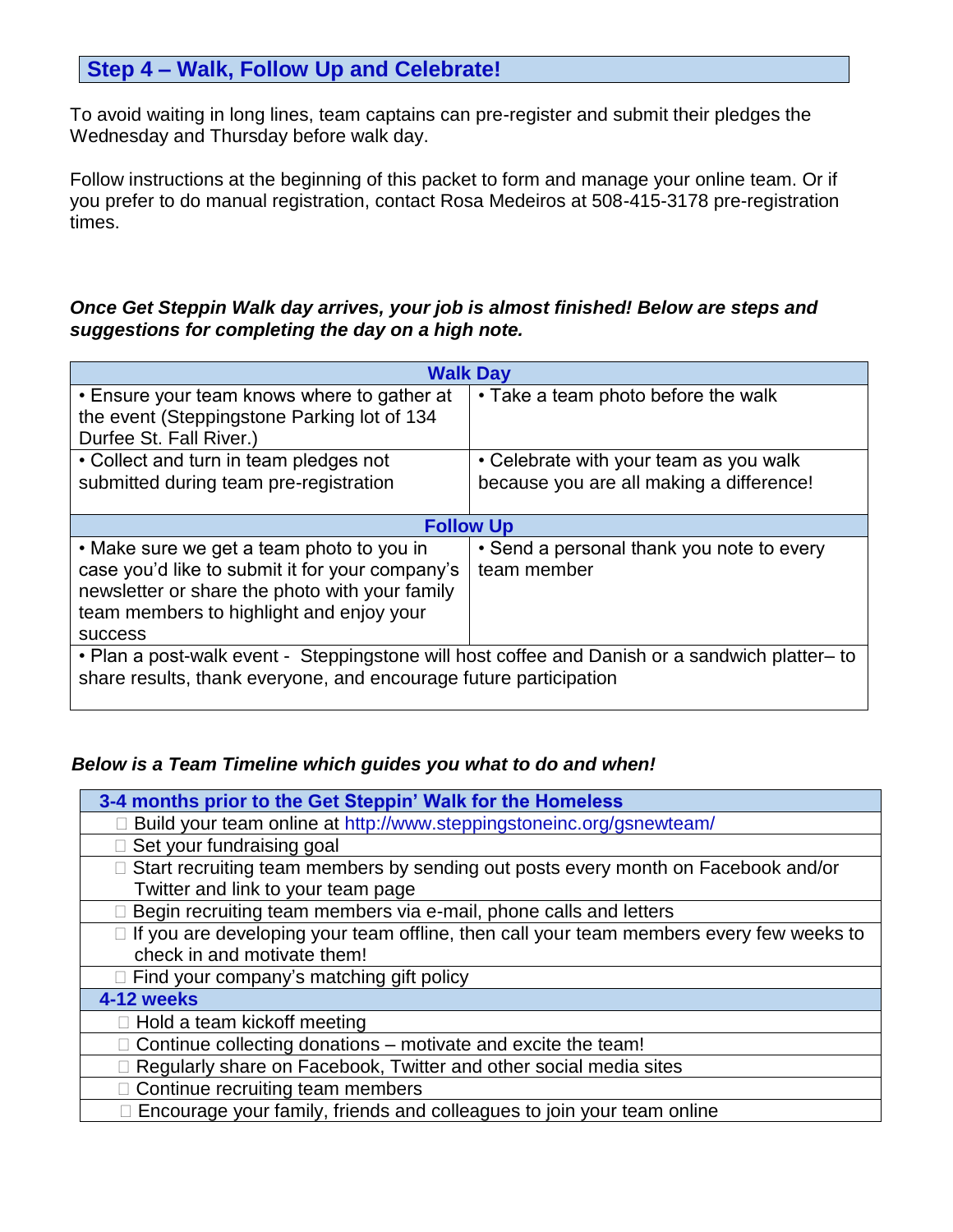## Step 4 – Walk, Follow Up and Celebrate!

To avoid waiting in long lines, team captains can pre-register and submit their pledges the Wednesday and Thursday before walk day.

Follow instructions at the beginning of this packet to form and manage your online team. Or if you prefer to do manual registration, contact Rosa Medeiros at 508-415-3178 pre-registration times.

***Once Get Steppin Walk day arrives, your job is almost finished! Below are steps and suggestions for completing the day on a high note.***

| **Walk Day** | |
|---|---|
| • Ensure your team knows where to gather at the event (Steppingstone Parking lot of 134 Durfee St. Fall River.) | • Take a team photo before the walk |
| • Collect and turn in team pledges not submitted during team pre-registration | • Celebrate with your team as you walk because you are all making a difference! |
| **Follow Up** | |
| • Make sure we get a team photo to you in case you'd like to submit it for your company's newsletter or share the photo with your family team members to highlight and enjoy your success | • Send a personal thank you note to every team member |
| • Plan a post-walk event - Steppingstone will host coffee and Danish or a sandwich platter– to share results, thank everyone, and encourage future participation | |

***Below is a Team Timeline which guides you what to do and when!***

| **3-4 months prior to the Get Steppin' Walk for the Homeless** |
|---|
| ☐ Build your team online at http://www.steppingstoneinc.org/gsnewteam/ |
| ☐ Set your fundraising goal |
| ☐ Start recruiting team members by sending out posts every month on Facebook and/or Twitter and link to your team page |
| ☐ Begin recruiting team members via e-mail, phone calls and letters |
| ☐ If you are developing your team offline, then call your team members every few weeks to check in and motivate them! |
| ☐ Find your company's matching gift policy |
| **4-12 weeks** |
| ☐ Hold a team kickoff meeting |
| ☐ Continue collecting donations – motivate and excite the team! |
| ☐ Regularly share on Facebook, Twitter and other social media sites |
| ☐ Continue recruiting team members |
| ☐ Encourage your family, friends and colleagues to join your team online |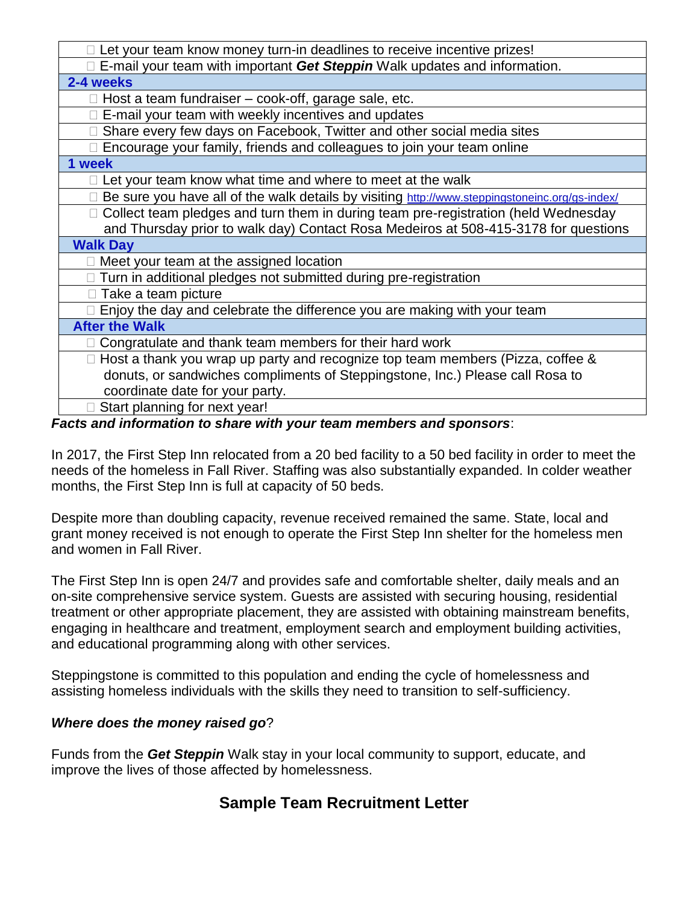| |
|---|
| □ Let your team know money turn-in deadlines to receive incentive prizes! |
| □ E-mail your team with important ***Get Steppin*** Walk updates and information. |
| **2-4 weeks** |
| □ Host a team fundraiser – cook-off, garage sale, etc. |
| □ E-mail your team with weekly incentives and updates |
| □ Share every few days on Facebook, Twitter and other social media sites |
| □ Encourage your family, friends and colleagues to join your team online |
| **1 week** |
| □ Let your team know what time and where to meet at the walk |
| □ Be sure you have all of the walk details by visiting http://www.steppingstoneinc.org/gs-index/ |
| □ Collect team pledges and turn them in during team pre-registration (held Wednesday and Thursday prior to walk day) Contact Rosa Medeiros at 508-415-3178 for questions |
| **Walk Day** |
| □ Meet your team at the assigned location |
| □ Turn in additional pledges not submitted during pre-registration |
| □ Take a team picture |
| □ Enjoy the day and celebrate the difference you are making with your team |
| **After the Walk** |
| □ Congratulate and thank team members for their hard work |
| □ Host a thank you wrap up party and recognize top team members (Pizza, coffee & donuts, or sandwiches compliments of Steppingstone, Inc.) Please call Rosa to coordinate date for your party. |
| □ Start planning for next year! |

***Facts and information to share with your team members and sponsors***:

In 2017, the First Step Inn relocated from a 20 bed facility to a 50 bed facility in order to meet the needs of the homeless in Fall River. Staffing was also substantially expanded. In colder weather months, the First Step Inn is full at capacity of 50 beds.

Despite more than doubling capacity, revenue received remained the same. State, local and grant money received is not enough to operate the First Step Inn shelter for the homeless men and women in Fall River.

The First Step Inn is open 24/7 and provides safe and comfortable shelter, daily meals and an on-site comprehensive service system. Guests are assisted with securing housing, residential treatment or other appropriate placement, they are assisted with obtaining mainstream benefits, engaging in healthcare and treatment, employment search and employment building activities, and educational programming along with other services.

Steppingstone is committed to this population and ending the cycle of homelessness and assisting homeless individuals with the skills they need to transition to self-sufficiency.

***Where does the money raised go***?

Funds from the ***Get Steppin*** Walk stay in your local community to support, educate, and improve the lives of those affected by homelessness.

## Sample Team Recruitment Letter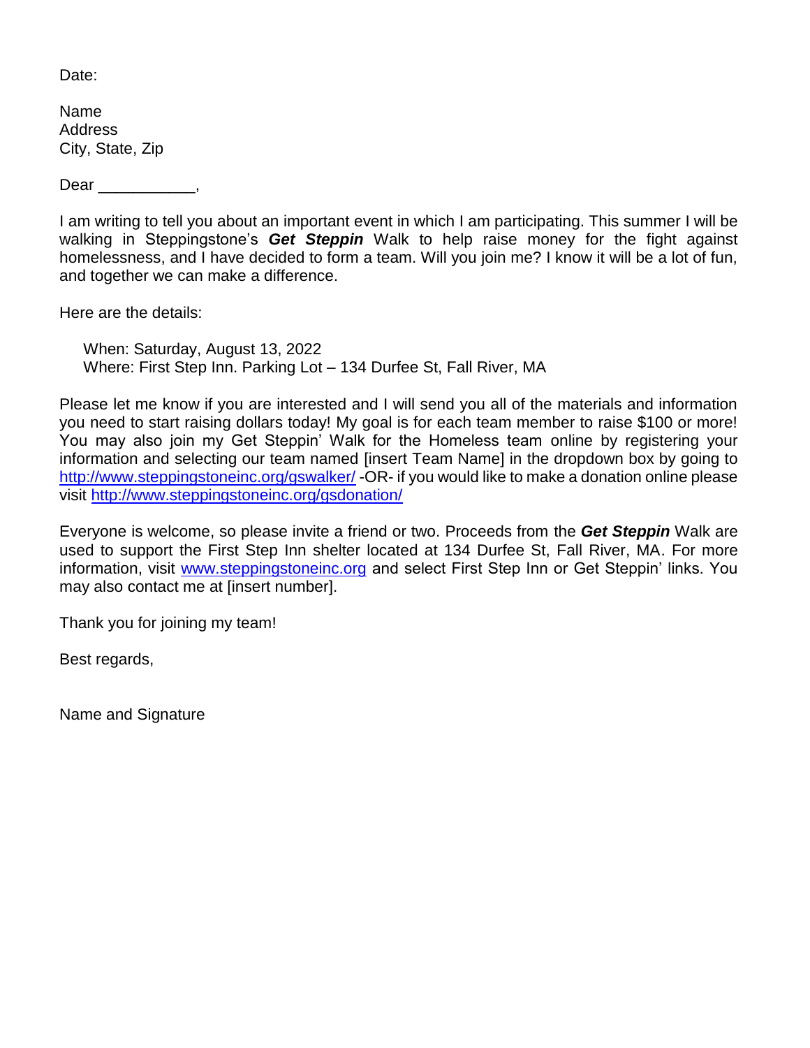Date:

Name
Address
City, State, Zip

Dear ___________,

I am writing to tell you about an important event in which I am participating. This summer I will be walking in Steppingstone's ***Get Steppin*** Walk to help raise money for the fight against homelessness, and I have decided to form a team. Will you join me? I know it will be a lot of fun, and together we can make a difference.

Here are the details:

When: Saturday, August 13, 2022
Where: First Step Inn. Parking Lot – 134 Durfee St, Fall River, MA

Please let me know if you are interested and I will send you all of the materials and information you need to start raising dollars today! My goal is for each team member to raise $100 or more! You may also join my Get Steppin' Walk for the Homeless team online by registering your information and selecting our team named [insert Team Name] in the dropdown box by going to http://www.steppingstoneinc.org/gswalker/ -OR- if you would like to make a donation online please visit http://www.steppingstoneinc.org/gsdonation/

Everyone is welcome, so please invite a friend or two. Proceeds from the ***Get Steppin*** Walk are used to support the First Step Inn shelter located at 134 Durfee St, Fall River, MA. For more information, visit www.steppingstoneinc.org and select First Step Inn or Get Steppin' links. You may also contact me at [insert number].

Thank you for joining my team!

Best regards,

Name and Signature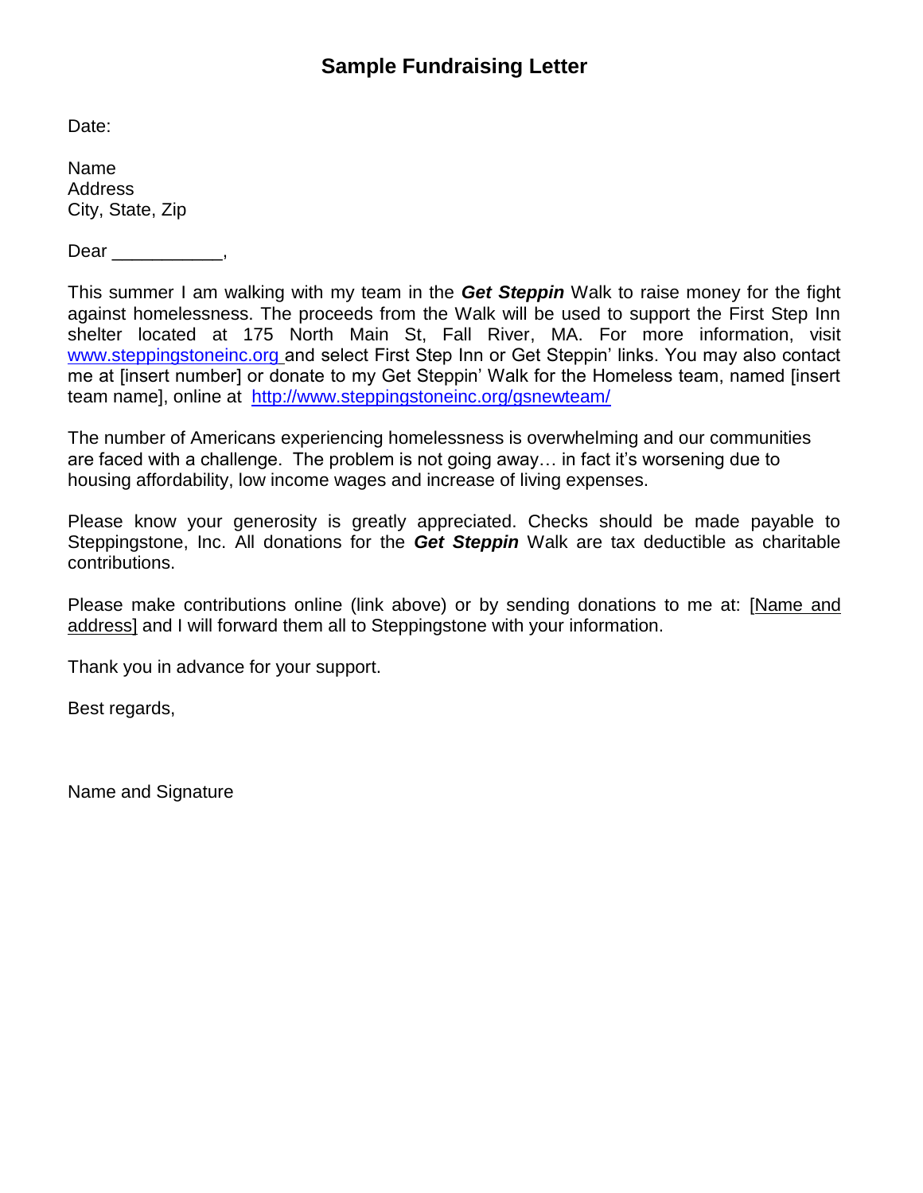# Sample Fundraising Letter

Date:

Name
Address
City, State, Zip

Dear ___________,

This summer I am walking with my team in the ***Get Steppin*** Walk to raise money for the fight against homelessness. The proceeds from the Walk will be used to support the First Step Inn shelter located at 175 North Main St, Fall River, MA. For more information, visit [www.steppingstoneinc.org](http://www.steppingstoneinc.org) and select First Step Inn or Get Steppin' links. You may also contact me at [insert number] or donate to my Get Steppin' Walk for the Homeless team, named [insert team name], online at [http://www.steppingstoneinc.org/gsnewteam/](http://www.steppingstoneinc.org/gsnewteam/)

The number of Americans experiencing homelessness is overwhelming and our communities are faced with a challenge. The problem is not going away… in fact it's worsening due to housing affordability, low income wages and increase of living expenses.

Please know your generosity is greatly appreciated. Checks should be made payable to Steppingstone, Inc. All donations for the ***Get Steppin*** Walk are tax deductible as charitable contributions.

Please make contributions online (link above) or by sending donations to me at: [Name and address] and I will forward them all to Steppingstone with your information.

Thank you in advance for your support.

Best regards,

Name and Signature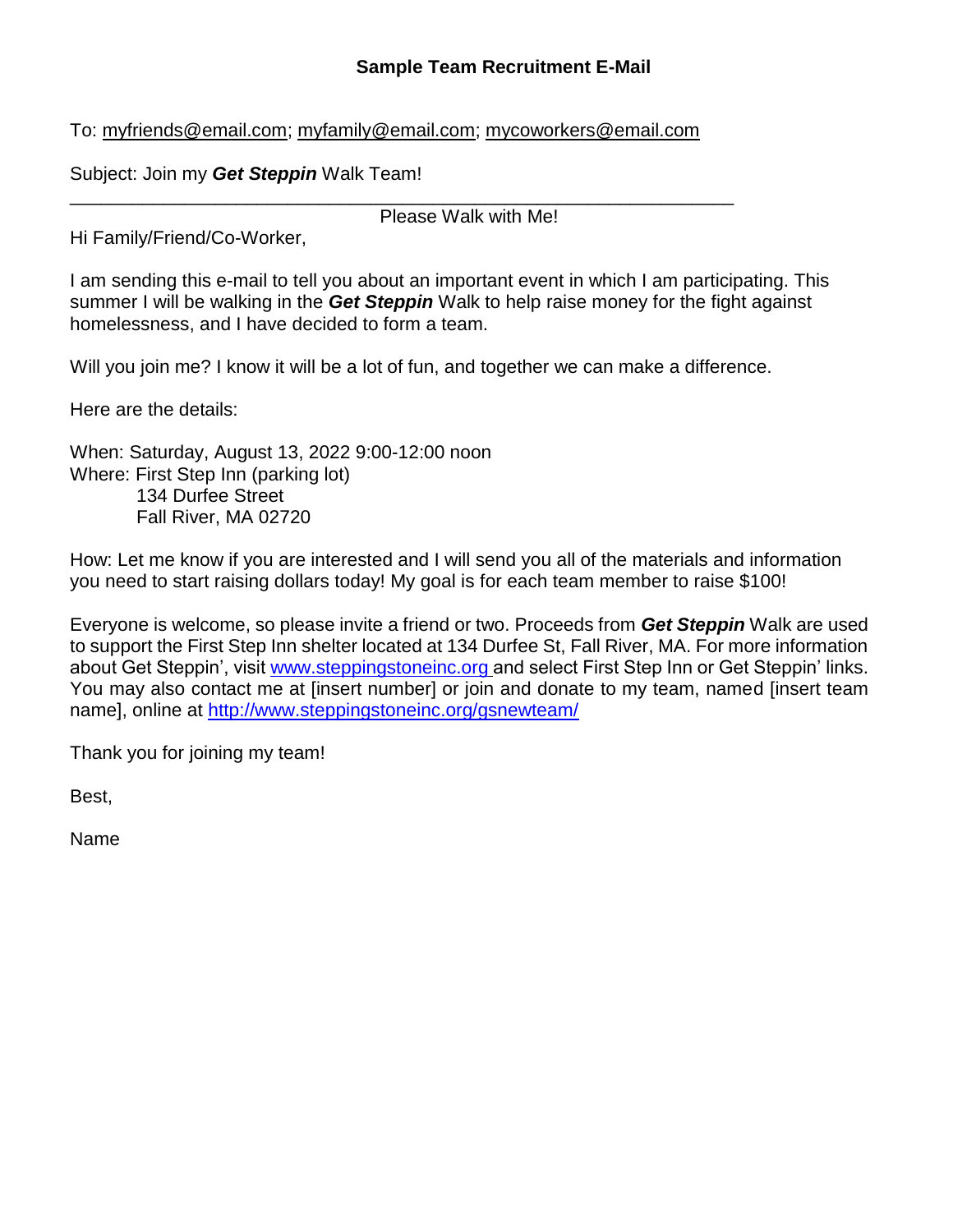## Sample Team Recruitment E-Mail

To: myfriends@email.com; myfamily@email.com; mycoworkers@email.com

Subject: Join my ***Get Steppin*** Walk Team!

---

Please Walk with Me!

Hi Family/Friend/Co-Worker,

I am sending this e-mail to tell you about an important event in which I am participating. This summer I will be walking in the ***Get Steppin*** Walk to help raise money for the fight against homelessness, and I have decided to form a team.

Will you join me? I know it will be a lot of fun, and together we can make a difference.

Here are the details:

When: Saturday, August 13, 2022 9:00-12:00 noon
Where: First Step Inn (parking lot)
134 Durfee Street
Fall River, MA 02720

How: Let me know if you are interested and I will send you all of the materials and information you need to start raising dollars today! My goal is for each team member to raise $100!

Everyone is welcome, so please invite a friend or two. Proceeds from ***Get Steppin*** Walk are used to support the First Step Inn shelter located at 134 Durfee St, Fall River, MA. For more information about Get Steppin', visit www.steppingstoneinc.org and select First Step Inn or Get Steppin' links. You may also contact me at [insert number] or join and donate to my team, named [insert team name], online at http://www.steppingstoneinc.org/gsnewteam/

Thank you for joining my team!

Best,

Name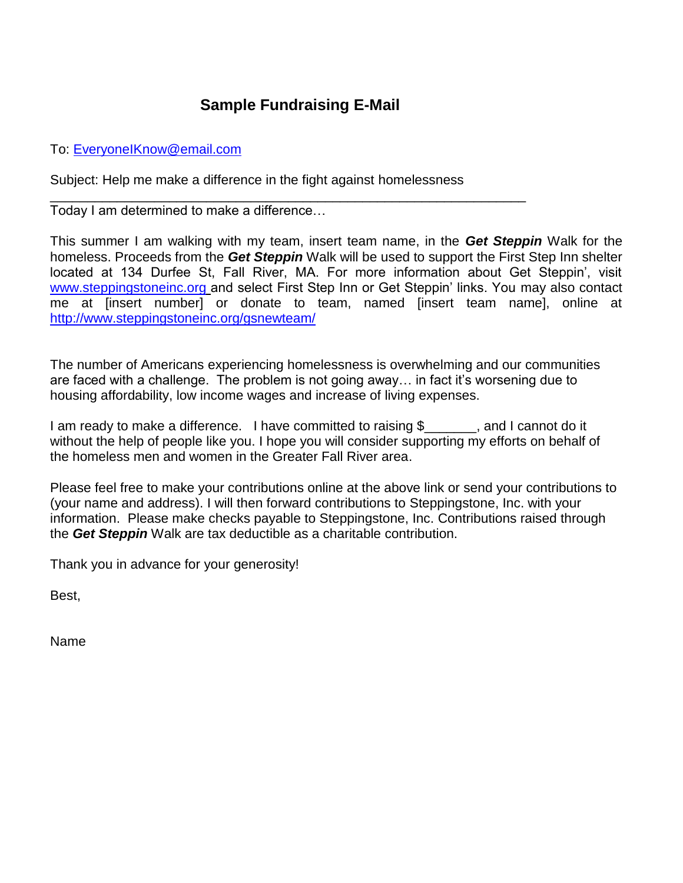# Sample Fundraising E-Mail

To: EveryoneIKnow@email.com

Subject: Help me make a difference in the fight against homelessness

---

Today I am determined to make a difference…

This summer I am walking with my team, insert team name, in the ***Get Steppin*** Walk for the homeless. Proceeds from the ***Get Steppin*** Walk will be used to support the First Step Inn shelter located at 134 Durfee St, Fall River, MA. For more information about Get Steppin', visit www.steppingstoneinc.org and select First Step Inn or Get Steppin' links. You may also contact me at [insert number] or donate to team, named [insert team name], online at http://www.steppingstoneinc.org/gsnewteam/

The number of Americans experiencing homelessness is overwhelming and our communities are faced with a challenge. The problem is not going away… in fact it's worsening due to housing affordability, low income wages and increase of living expenses.

I am ready to make a difference. I have committed to raising $_______, and I cannot do it without the help of people like you. I hope you will consider supporting my efforts on behalf of the homeless men and women in the Greater Fall River area.

Please feel free to make your contributions online at the above link or send your contributions to (your name and address). I will then forward contributions to Steppingstone, Inc. with your information. Please make checks payable to Steppingstone, Inc. Contributions raised through the ***Get Steppin*** Walk are tax deductible as a charitable contribution.

Thank you in advance for your generosity!

Best,

Name